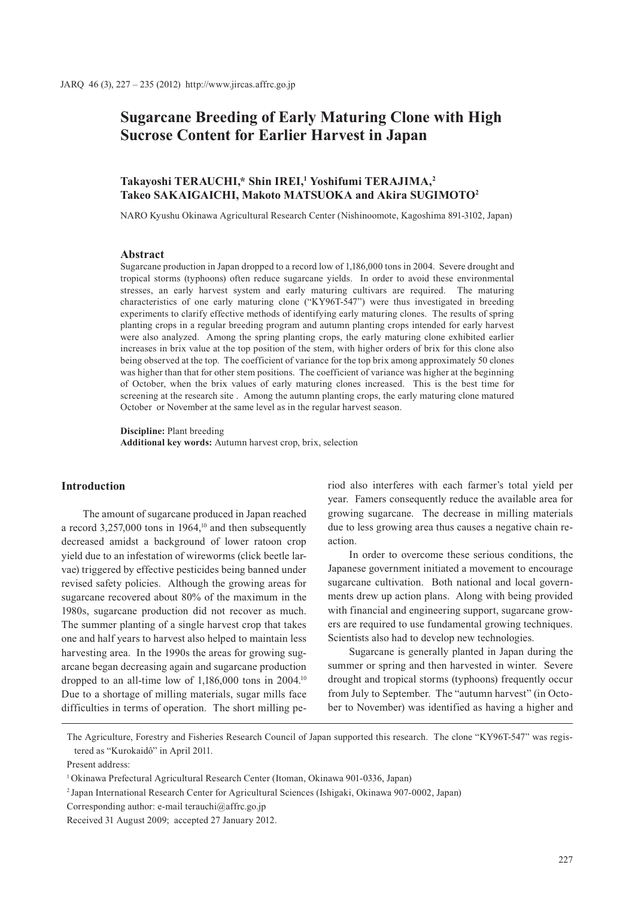# Sugarcane Breeding of Early Maturing Clone with High Sucrose Content for Earlier Harvest in Japan

**Takayoshi TERAUCHI,* Shin IREI,[1] Yoshifumi TERAJIMA,[2] Takeo SAKAIGAICHI, Makoto MATSUOKA and Akira SUGIMOTO[2]**

NARO Kyushu Okinawa Agricultural Research Center (Nishinoomote, Kagoshima 891-3102, Japan)

## Abstract

Sugarcane production in Japan dropped to a record low of 1,186,000 tons in 2004. Severe drought and tropical storms (typhoons) often reduce sugarcane yields. In order to avoid these environmental stresses, an early harvest system and early maturing cultivars are required. The maturing characteristics of one early maturing clone ("KY96T-547") were thus investigated in breeding experiments to clarify effective methods of identifying early maturing clones. The results of spring planting crops in a regular breeding program and autumn planting crops intended for early harvest were also analyzed. Among the spring planting crops, the early maturing clone exhibited earlier increases in brix value at the top position of the stem, with higher orders of brix for this clone also being observed at the top. The coefficient of variance for the top brix among approximately 50 clones was higher than that for other stem positions. The coefficient of variance was higher at the beginning of October, when the brix values of early maturing clones increased. This is the best time for screening at the research site . Among the autumn planting crops, the early maturing clone matured October or November at the same level as in the regular harvest season.

**Discipline:** Plant breeding
**Additional key words:** Autumn harvest crop, brix, selection

## Introduction

The amount of sugarcane produced in Japan reached a record 3,257,000 tons in 1964,[10] and then subsequently decreased amidst a background of lower ratoon crop yield due to an infestation of wireworms (click beetle larvae) triggered by effective pesticides being banned under revised safety policies. Although the growing areas for sugarcane recovered about 80% of the maximum in the 1980s, sugarcane production did not recover as much. The summer planting of a single harvest crop that takes one and half years to harvest also helped to maintain less harvesting area. In the 1990s the areas for growing sugarcane began decreasing again and sugarcane production dropped to an all-time low of 1,186,000 tons in 2004.[10] Due to a shortage of milling materials, sugar mills face difficulties in terms of operation. The short milling period also interferes with each farmer's total yield per year. Famers consequently reduce the available area for growing sugarcane. The decrease in milling materials due to less growing area thus causes a negative chain reaction.

In order to overcome these serious conditions, the Japanese government initiated a movement to encourage sugarcane cultivation. Both national and local governments drew up action plans. Along with being provided with financial and engineering support, sugarcane growers are required to use fundamental growing techniques. Scientists also had to develop new technologies.

Sugarcane is generally planted in Japan during the summer or spring and then harvested in winter. Severe drought and tropical storms (typhoons) frequently occur from July to September. The "autumn harvest" (in October to November) was identified as having a higher and

---

The Agriculture, Forestry and Fisheries Research Council of Japan supported this research. The clone "KY96T-547" was registered as "Kurokaidô" in April 2011.

Present address:

[1] Okinawa Prefectural Agricultural Research Center (Itoman, Okinawa 901-0336, Japan)

[2] Japan International Research Center for Agricultural Sciences (Ishigaki, Okinawa 907-0002, Japan)

Corresponding author: e-mail terauchi@affrc.go.jp

Received 31 August 2009; accepted 27 January 2012.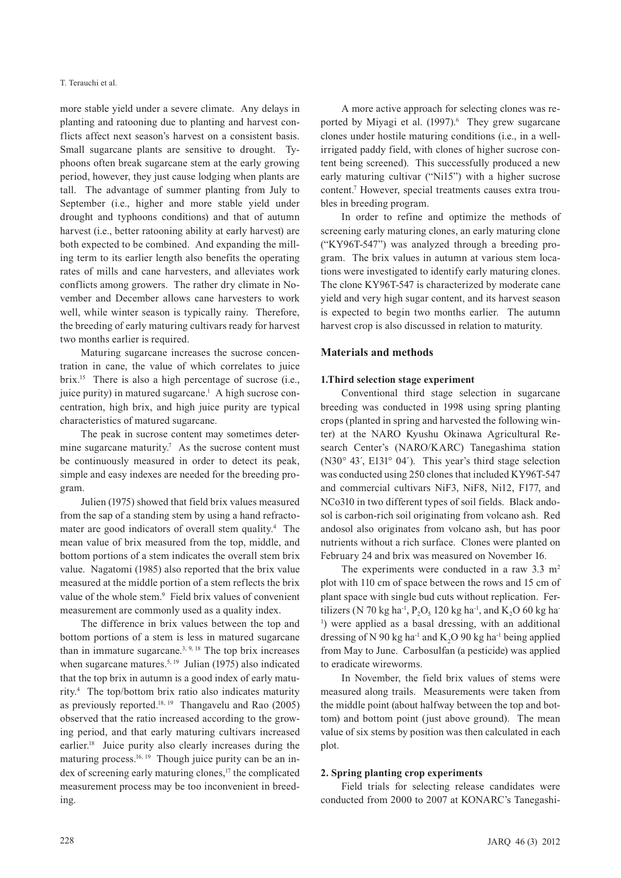more stable yield under a severe climate. Any delays in planting and ratooning due to planting and harvest conflicts affect next season's harvest on a consistent basis. Small sugarcane plants are sensitive to drought. Typhoons often break sugarcane stem at the early growing period, however, they just cause lodging when plants are tall. The advantage of summer planting from July to September (i.e., higher and more stable yield under drought and typhoons conditions) and that of autumn harvest (i.e., better ratooning ability at early harvest) are both expected to be combined. And expanding the milling term to its earlier length also benefits the operating rates of mills and cane harvesters, and alleviates work conflicts among growers. The rather dry climate in November and December allows cane harvesters to work well, while winter season is typically rainy. Therefore, the breeding of early maturing cultivars ready for harvest two months earlier is required.

Maturing sugarcane increases the sucrose concentration in cane, the value of which correlates to juice brix.[15] There is also a high percentage of sucrose (i.e., juice purity) in matured sugarcane.[1] A high sucrose concentration, high brix, and high juice purity are typical characteristics of matured sugarcane.

The peak in sucrose content may sometimes determine sugarcane maturity.[7] As the sucrose content must be continuously measured in order to detect its peak, simple and easy indexes are needed for the breeding program.

Julien (1975) showed that field brix values measured from the sap of a standing stem by using a hand refractomater are good indicators of overall stem quality.[4] The mean value of brix measured from the top, middle, and bottom portions of a stem indicates the overall stem brix value. Nagatomi (1985) also reported that the brix value measured at the middle portion of a stem reflects the brix value of the whole stem.[9] Field brix values of convenient measurement are commonly used as a quality index.

The difference in brix values between the top and bottom portions of a stem is less in matured sugarcane than in immature sugarcane.[3, 9, 18] The top brix increases when sugarcane matures.[5, 19] Julian (1975) also indicated that the top brix in autumn is a good index of early maturity.[4] The top/bottom brix ratio also indicates maturity as previously reported.[18, 19] Thangavelu and Rao (2005) observed that the ratio increased according to the growing period, and that early maturing cultivars increased earlier.[18] Juice purity also clearly increases during the maturing process.[16, 19] Though juice purity can be an index of screening early maturing clones,[17] the complicated measurement process may be too inconvenient in breeding.

A more active approach for selecting clones was reported by Miyagi et al. (1997).[6] They grew sugarcane clones under hostile maturing conditions (i.e., in a well-irrigated paddy field, with clones of higher sucrose content being screened). This successfully produced a new early maturing cultivar ("Ni15") with a higher sucrose content.[7] However, special treatments causes extra troubles in breeding program.

In order to refine and optimize the methods of screening early maturing clones, an early maturing clone ("KY96T-547") was analyzed through a breeding program. The brix values in autumn at various stem locations were investigated to identify early maturing clones. The clone KY96T-547 is characterized by moderate cane yield and very high sugar content, and its harvest season is expected to begin two months earlier. The autumn harvest crop is also discussed in relation to maturity.

## Materials and methods

### 1.Third selection stage experiment

Conventional third stage selection in sugarcane breeding was conducted in 1998 using spring planting crops (planted in spring and harvested the following winter) at the NARO Kyushu Okinawa Agricultural Research Center's (NARO/KARC) Tanegashima station (N30° 43´, E131° 04´). This year's third stage selection was conducted using 250 clones that included KY96T-547 and commercial cultivars NiF3, NiF8, Ni12, F177, and NCo310 in two different types of soil fields. Black andosol is carbon-rich soil originating from volcano ash. Red andosol also originates from volcano ash, but has poor nutrients without a rich surface. Clones were planted on February 24 and brix was measured on November 16.

The experiments were conducted in a raw 3.3 m$^2$ plot with 110 cm of space between the rows and 15 cm of plant space with single bud cuts without replication. Fertilizers (N 70 kg ha$^{-1}$, $P_2O_5$ 120 kg ha$^{-1}$, and $K_2O$ 60 kg ha$^{-1}$) were applied as a basal dressing, with an additional dressing of N 90 kg ha$^{-1}$ and $K_2O$ 90 kg ha$^{-1}$ being applied from May to June. Carbosulfan (a pesticide) was applied to eradicate wireworms.

In November, the field brix values of stems were measured along trails. Measurements were taken from the middle point (about halfway between the top and bottom) and bottom point (just above ground). The mean value of six stems by position was then calculated in each plot.

### 2. Spring planting crop experiments

Field trials for selecting release candidates were conducted from 2000 to 2007 at KONARC's Tanegashi-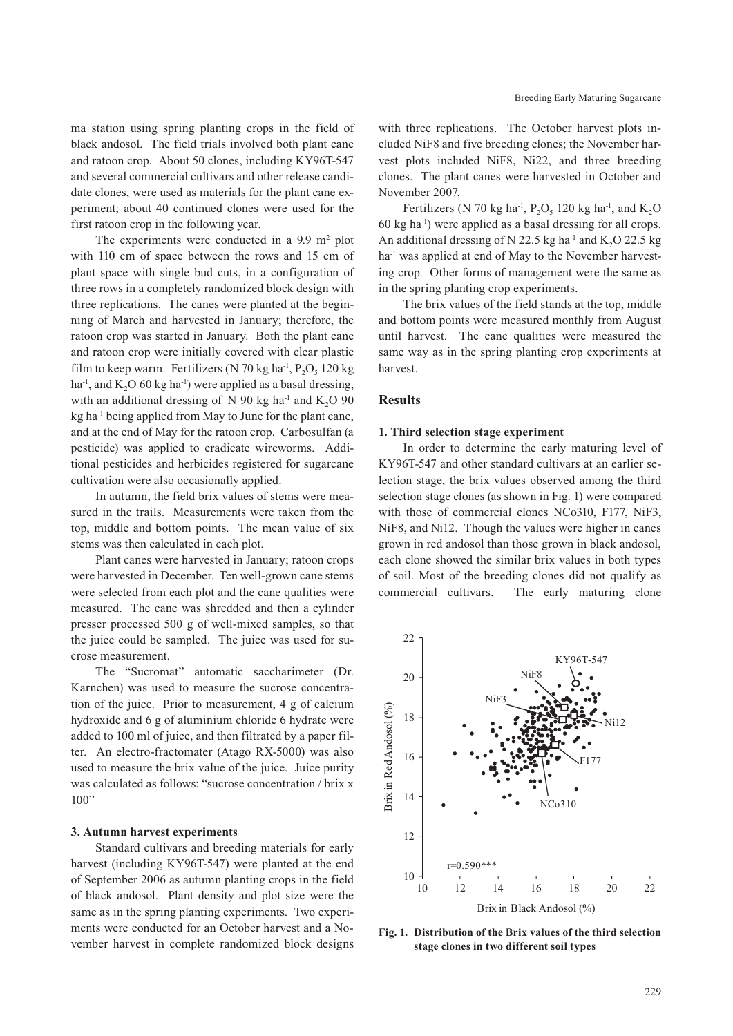ma station using spring planting crops in the field of black andosol. The field trials involved both plant cane and ratoon crop. About 50 clones, including KY96T-547 and several commercial cultivars and other release candidate clones, were used as materials for the plant cane experiment; about 40 continued clones were used for the first ratoon crop in the following year.

The experiments were conducted in a 9.9 $m^2$ plot with 110 cm of space between the rows and 15 cm of plant space with single bud cuts, in a configuration of three rows in a completely randomized block design with three replications. The canes were planted at the beginning of March and harvested in January; therefore, the ratoon crop was started in January. Both the plant cane and ratoon crop were initially covered with clear plastic film to keep warm. Fertilizers (N 70 kg $ha^{-1}$, $P_2O_5$ 120 kg $ha^{-1}$, and $K_2O$ 60 kg $ha^{-1}$) were applied as a basal dressing, with an additional dressing of N 90 kg $ha^{-1}$ and $K_2O$ 90 kg $ha^{-1}$ being applied from May to June for the plant cane, and at the end of May for the ratoon crop. Carbosulfan (a pesticide) was applied to eradicate wireworms. Additional pesticides and herbicides registered for sugarcane cultivation were also occasionally applied.

In autumn, the field brix values of stems were measured in the trails. Measurements were taken from the top, middle and bottom points. The mean value of six stems was then calculated in each plot.

Plant canes were harvested in January; ratoon crops were harvested in December. Ten well-grown cane stems were selected from each plot and the cane qualities were measured. The cane was shredded and then a cylinder presser processed 500 g of well-mixed samples, so that the juice could be sampled. The juice was used for sucrose measurement.

The "Sucromat" automatic saccharimeter (Dr. Karnchen) was used to measure the sucrose concentration of the juice. Prior to measurement, 4 g of calcium hydroxide and 6 g of aluminium chloride 6 hydrate were added to 100 ml of juice, and then filtrated by a paper filter. An electro-fractomater (Atago RX-5000) was also used to measure the brix value of the juice. Juice purity was calculated as follows: "sucrose concentration / brix x 100"

### 3. Autumn harvest experiments

Standard cultivars and breeding materials for early harvest (including KY96T-547) were planted at the end of September 2006 as autumn planting crops in the field of black andosol. Plant density and plot size were the same as in the spring planting experiments. Two experiments were conducted for an October harvest and a November harvest in complete randomized block designs with three replications. The October harvest plots included NiF8 and five breeding clones; the November harvest plots included NiF8, Ni22, and three breeding clones. The plant canes were harvested in October and November 2007.

Fertilizers (N 70 kg $ha^{-1}$, $P_2O_5$ 120 kg $ha^{-1}$, and $K_2O$ 60 kg $ha^{-1}$) were applied as a basal dressing for all crops. An additional dressing of N 22.5 kg $ha^{-1}$ and $K_2O$ 22.5 kg $ha^{-1}$ was applied at end of May to the November harvesting crop. Other forms of management were the same as in the spring planting crop experiments.

The brix values of the field stands at the top, middle and bottom points were measured monthly from August until harvest. The cane qualities were measured the same way as in the spring planting crop experiments at harvest.

## Results

### 1. Third selection stage experiment

In order to determine the early maturing level of KY96T-547 and other standard cultivars at an earlier selection stage, the brix values observed among the third selection stage clones (as shown in Fig. 1) were compared with those of commercial clones NCo310, F177, NiF3, NiF8, and Ni12. Though the values were higher in canes grown in red andosol than those grown in black andosol, each clone showed the similar brix values in both types of soil. Most of the breeding clones did not qualify as commercial cultivars. The early maturing clone

**Fig. 1. Distribution of the Brix values of the third selection stage clones in two different soil types**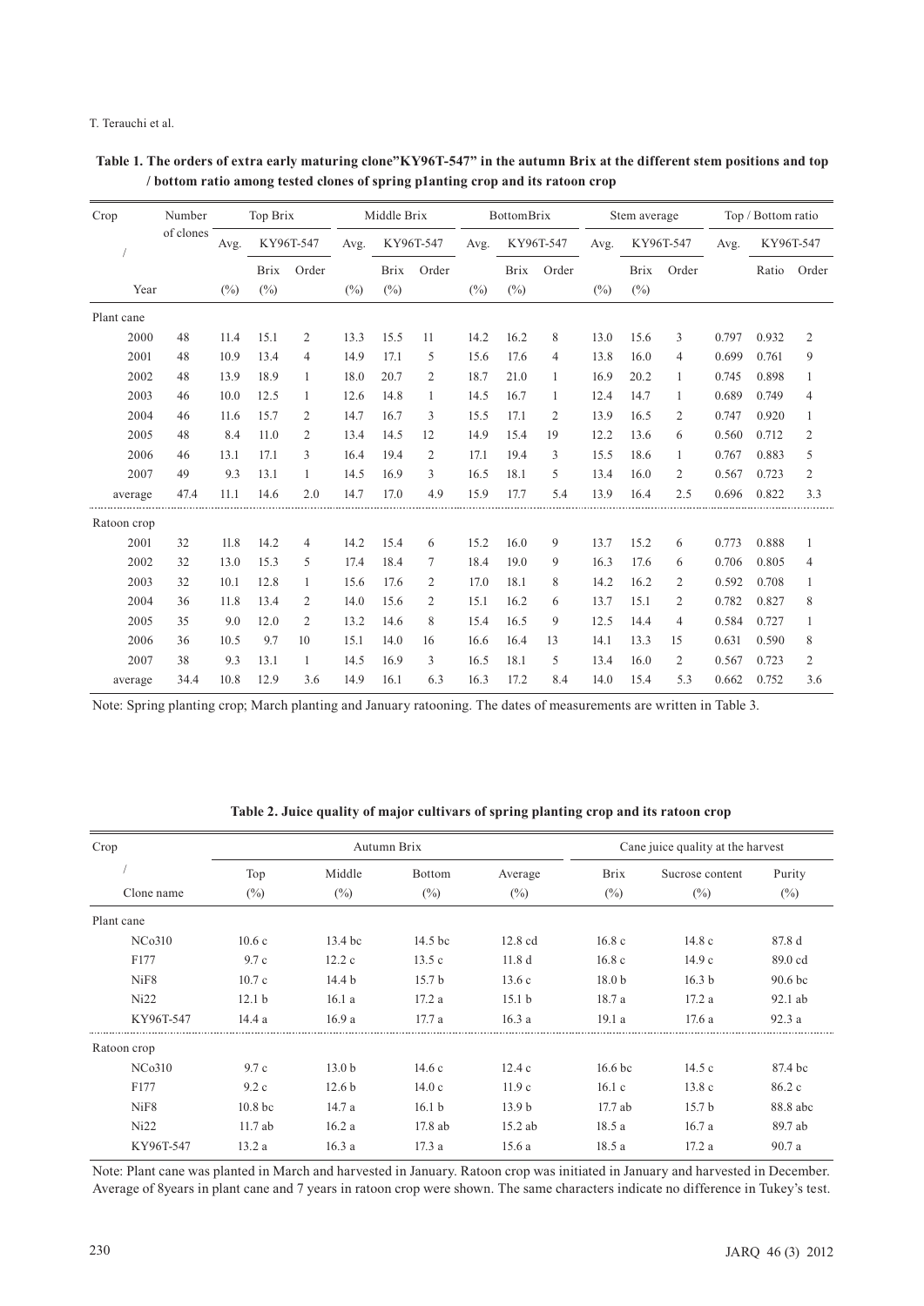**Table 1. The orders of extra early maturing clone"KY96T-547" in the autumn Brix at the different stem positions and top / bottom ratio among tested clones of spring p1anting crop and its ratoon crop**

| Crop / Year | Number of clones | Top Brix | | | Middle Brix | | | BottomBrix | | | Stem average | | | Top / Bottom ratio | | |
|---|---|---|---|---|---|---|---|---|---|---|---|---|---|---|---|---|
| | | Avg. | KY96T-547 | | Avg. | KY96T-547 | | Avg. | KY96T-547 | | Avg. | KY96T-547 | | Avg. | KY96T-547 | |
| | | (%) | Brix (%) | Order | (%) | Brix (%) | Order | (%) | Brix (%) | Order | (%) | Brix (%) | Order | | Ratio | Order |
| Plant cane | | | | | | | | | | | | | | | | |
| 2000 | 48 | 11.4 | 15.1 | 2 | 13.3 | 15.5 | 11 | 14.2 | 16.2 | 8 | 13.0 | 15.6 | 3 | 0.797 | 0.932 | 2 |
| 2001 | 48 | 10.9 | 13.4 | 4 | 14.9 | 17.1 | 5 | 15.6 | 17.6 | 4 | 13.8 | 16.0 | 4 | 0.699 | 0.761 | 9 |
| 2002 | 48 | 13.9 | 18.9 | 1 | 18.0 | 20.7 | 2 | 18.7 | 21.0 | 1 | 16.9 | 20.2 | 1 | 0.745 | 0.898 | 1 |
| 2003 | 46 | 10.0 | 12.5 | 1 | 12.6 | 14.8 | 1 | 14.5 | 16.7 | 1 | 12.4 | 14.7 | 1 | 0.689 | 0.749 | 4 |
| 2004 | 46 | 11.6 | 15.7 | 2 | 14.7 | 16.7 | 3 | 15.5 | 17.1 | 2 | 13.9 | 16.5 | 2 | 0.747 | 0.920 | 1 |
| 2005 | 48 | 8.4 | 11.0 | 2 | 13.4 | 14.5 | 12 | 14.9 | 15.4 | 19 | 12.2 | 13.6 | 6 | 0.560 | 0.712 | 2 |
| 2006 | 46 | 13.1 | 17.1 | 3 | 16.4 | 19.4 | 2 | 17.1 | 19.4 | 3 | 15.5 | 18.6 | 1 | 0.767 | 0.883 | 5 |
| 2007 | 49 | 9.3 | 13.1 | 1 | 14.5 | 16.9 | 3 | 16.5 | 18.1 | 5 | 13.4 | 16.0 | 2 | 0.567 | 0.723 | 2 |
| average | 47.4 | 11.1 | 14.6 | 2.0 | 14.7 | 17.0 | 4.9 | 15.9 | 17.7 | 5.4 | 13.9 | 16.4 | 2.5 | 0.696 | 0.822 | 3.3 |
| Ratoon crop | | | | | | | | | | | | | | | | |
| 2001 | 32 | 11.8 | 14.2 | 4 | 14.2 | 15.4 | 6 | 15.2 | 16.0 | 9 | 13.7 | 15.2 | 6 | 0.773 | 0.888 | 1 |
| 2002 | 32 | 13.0 | 15.3 | 5 | 17.4 | 18.4 | 7 | 18.4 | 19.0 | 9 | 16.3 | 17.6 | 6 | 0.706 | 0.805 | 4 |
| 2003 | 32 | 10.1 | 12.8 | 1 | 15.6 | 17.6 | 2 | 17.0 | 18.1 | 8 | 14.2 | 16.2 | 2 | 0.592 | 0.708 | 1 |
| 2004 | 36 | 11.8 | 13.4 | 2 | 14.0 | 15.6 | 2 | 15.1 | 16.2 | 6 | 13.7 | 15.1 | 2 | 0.782 | 0.827 | 8 |
| 2005 | 35 | 9.0 | 12.0 | 2 | 13.2 | 14.6 | 8 | 15.4 | 16.5 | 9 | 12.5 | 14.4 | 4 | 0.584 | 0.727 | 1 |
| 2006 | 36 | 10.5 | 9.7 | 10 | 15.1 | 14.0 | 16 | 16.6 | 16.4 | 13 | 14.1 | 13.3 | 15 | 0.631 | 0.590 | 8 |
| 2007 | 38 | 9.3 | 13.1 | 1 | 14.5 | 16.9 | 3 | 16.5 | 18.1 | 5 | 13.4 | 16.0 | 2 | 0.567 | 0.723 | 2 |
| average | 34.4 | 10.8 | 12.9 | 3.6 | 14.9 | 16.1 | 6.3 | 16.3 | 17.2 | 8.4 | 14.0 | 15.4 | 5.3 | 0.662 | 0.752 | 3.6 |

Note: Spring planting crop; March planting and January ratooning. The dates of measurements are written in Table 3.

**Table 2. Juice quality of major cultivars of spring planting crop and its ratoon crop**

| Crop / Clone name | Autumn Brix | | | | Cane juice quality at the harvest | | |
|---|---|---|---|---|---|---|---|
| | Top (%) | Middle (%) | Bottom (%) | Average (%) | Brix (%) | Sucrose content (%) | Purity (%) |
| Plant cane | | | | | | | |
| NCo310 | 10.6 c | 13.4 bc | 14.5 bc | 12.8 cd | 16.8 c | 14.8 c | 87.8 d |
| F177 | 9.7 c | 12.2 c | 13.5 c | 11.8 d | 16.8 c | 14.9 c | 89.0 cd |
| NiF8 | 10.7 c | 14.4 b | 15.7 b | 13.6 c | 18.0 b | 16.3 b | 90.6 bc |
| Ni22 | 12.1 b | 16.1 a | 17.2 a | 15.1 b | 18.7 a | 17.2 a | 92.1 ab |
| KY96T-547 | 14.4 a | 16.9 a | 17.7 a | 16.3 a | 19.1 a | 17.6 a | 92.3 a |
| Ratoon crop | | | | | | | |
| NCo310 | 9.7 c | 13.0 b | 14.6 c | 12.4 c | 16.6 bc | 14.5 c | 87.4 bc |
| F177 | 9.2 c | 12.6 b | 14.0 c | 11.9 c | 16.1 c | 13.8 c | 86.2 c |
| NiF8 | 10.8 bc | 14.7 a | 16.1 b | 13.9 b | 17.7 ab | 15.7 b | 88.8 abc |
| Ni22 | 11.7 ab | 16.2 a | 17.8 ab | 15.2 ab | 18.5 a | 16.7 a | 89.7 ab |
| KY96T-547 | 13.2 a | 16.3 a | 17.3 a | 15.6 a | 18.5 a | 17.2 a | 90.7 a |

Note: Plant cane was planted in March and harvested in January. Ratoon crop was initiated in January and harvested in December. Average of 8years in plant cane and 7 years in ratoon crop were shown. The same characters indicate no difference in Tukey's test.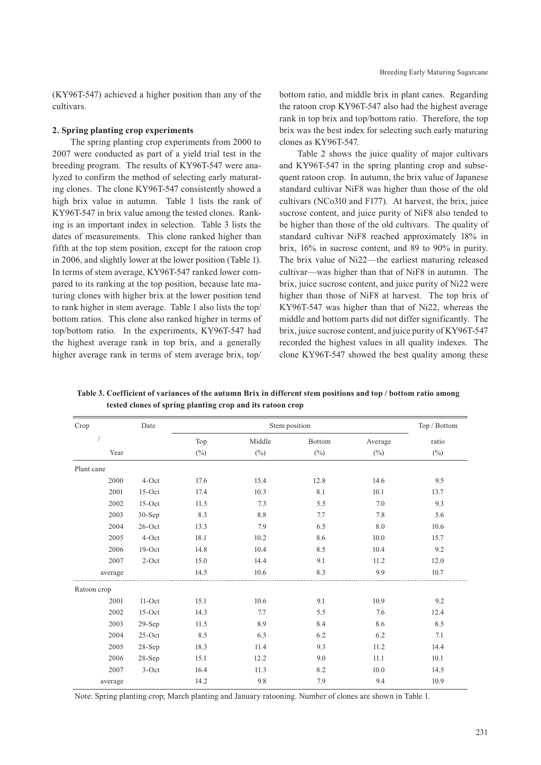(KY96T-547) achieved a higher position than any of the cultivars.

**2. Spring planting crop experiments**

The spring planting crop experiments from 2000 to 2007 were conducted as part of a yield trial test in the breeding program. The results of KY96T-547 were analyzed to confirm the method of selecting early maturating clones. The clone KY96T-547 consistently showed a high brix value in autumn. Table 1 lists the rank of KY96T-547 in brix value among the tested clones. Ranking is an important index in selection. Table 3 lists the dates of measurements. This clone ranked higher than fifth at the top stem position, except for the ratoon crop in 2006, and slightly lower at the lower position (Table 1). In terms of stem average, KY96T-547 ranked lower compared to its ranking at the top position, because late maturing clones with higher brix at the lower position tend to rank higher in stem average. Table 1 also lists the top/bottom ratios. This clone also ranked higher in terms of top/bottom ratio. In the experiments, KY96T-547 had the highest average rank in top brix, and a generally higher average rank in terms of stem average brix, top/bottom ratio, and middle brix in plant canes. Regarding the ratoon crop KY96T-547 also had the highest average rank in top brix and top/bottom ratio. Therefore, the top brix was the best index for selecting such early maturing clones as KY96T-547.

Table 2 shows the juice quality of major cultivars and KY96T-547 in the spring planting crop and subsequent ratoon crop. In autumn, the brix value of Japanese standard cultivar NiF8 was higher than those of the old cultivars (NCo310 and F177). At harvest, the brix, juice sucrose content, and juice purity of NiF8 also tended to be higher than those of the old cultivars. The quality of standard cultivar NiF8 reached approximately 18% in brix, 16% in sucrose content, and 89 to 90% in purity. The brix value of Ni22—the earliest maturing released cultivar—was higher than that of NiF8 in autumn. The brix, juice sucrose content, and juice purity of Ni22 were higher than those of NiF8 at harvest. The top brix of KY96T-547 was higher than that of Ni22, whereas the middle and bottom parts did not differ significantly. The brix, juice sucrose content, and juice purity of KY96T-547 recorded the highest values in all quality indexes. The clone KY96T-547 showed the best quality among these

**Table 3. Coefficient of variances of the autumn Brix in different stem positions and top / bottom ratio among tested clones of spring planting crop and its ratoon crop**

| Crop / Year | Date | Top (%) | Middle (%) | Bottom (%) | Average (%) | Top / Bottom ratio (%) |
|---|---|---|---|---|---|---|
| Plant cane | | | | | | |
| 2000 | 4-Oct | 17.6 | 15.4 | 12.8 | 14.6 | 9.5 |
| 2001 | 15-Oct | 17.4 | 10.3 | 8.1 | 10.1 | 13.7 |
| 2002 | 15-Oct | 11.5 | 7.3 | 5.5 | 7.0 | 9.3 |
| 2003 | 30-Sep | 8.3 | 8.8 | 7.7 | 7.8 | 5.6 |
| 2004 | 26-Oct | 13.3 | 7.9 | 6.5 | 8.0 | 10.6 |
| 2005 | 4-Oct | 18.1 | 10.2 | 8.6 | 10.0 | 15.7 |
| 2006 | 19-Oct | 14.8 | 10.4 | 8.5 | 10.4 | 9.2 |
| 2007 | 2-Oct | 15.0 | 14.4 | 9.1 | 11.2 | 12.0 |
| average | | 14.5 | 10.6 | 8.3 | 9.9 | 10.7 |
| Ratoon crop | | | | | | |
| 2001 | 11-Oct | 15.1 | 10.6 | 9.1 | 10.9 | 9.2 |
| 2002 | 15-Oct | 14.3 | 7.7 | 5.5 | 7.6 | 12.4 |
| 2003 | 29-Sep | 11.5 | 8.9 | 8.4 | 8.6 | 8.5 |
| 2004 | 25-Oct | 8.5 | 6.3 | 6.2 | 6.2 | 7.1 |
| 2005 | 28-Sep | 18.3 | 11.4 | 9.3 | 11.2 | 14.4 |
| 2006 | 28-Sep | 15.1 | 12.2 | 9.0 | 11.1 | 10.1 |
| 2007 | 3-Oct | 16.4 | 11.3 | 8.2 | 10.0 | 14.5 |
| average | | 14.2 | 9.8 | 7.9 | 9.4 | 10.9 |

Note: Spring planting crop; March planting and January ratooning. Number of clones are shown in Table 1.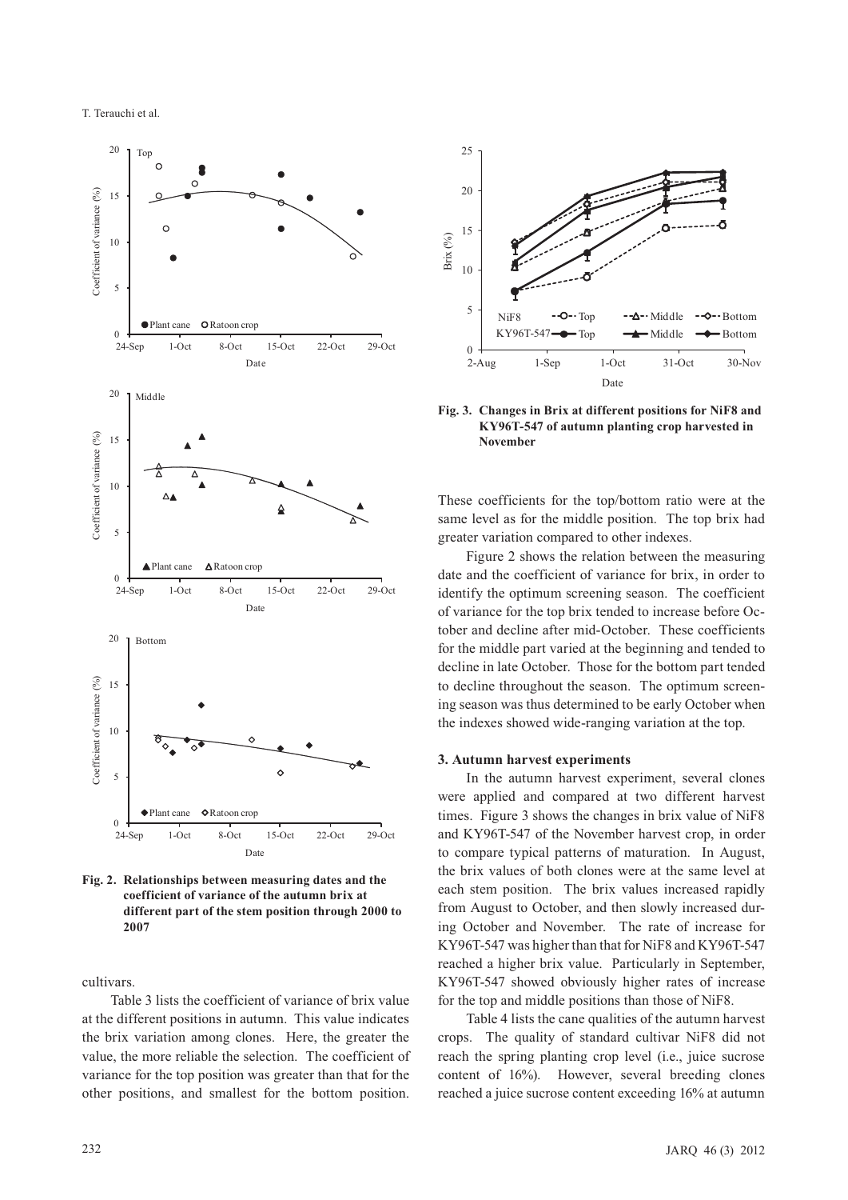Fig. 2. Relationships between measuring dates and the coefficient of variance of the autumn brix at different part of the stem position through 2000 to 2007

cultivars.

Table 3 lists the coefficient of variance of brix value at the different positions in autumn. This value indicates the brix variation among clones. Here, the greater the value, the more reliable the selection. The coefficient of variance for the top position was greater than that for the other positions, and smallest for the bottom position. These coefficients for the top/bottom ratio were at the same level as for the middle position. The top brix had greater variation compared to other indexes.

Figure 2 shows the relation between the measuring date and the coefficient of variance for brix, in order to identify the optimum screening season. The coefficient of variance for the top brix tended to increase before October and decline after mid-October. These coefficients for the middle part varied at the beginning and tended to decline in late October. Those for the bottom part tended to decline throughout the season. The optimum screening season was thus determined to be early October when the indexes showed wide-ranging variation at the top.

Fig. 3. Changes in Brix at different positions for NiF8 and KY96T-547 of autumn planting crop harvested in November

### 3. Autumn harvest experiments

In the autumn harvest experiment, several clones were applied and compared at two different harvest times. Figure 3 shows the changes in brix value of NiF8 and KY96T-547 of the November harvest crop, in order to compare typical patterns of maturation. In August, the brix values of both clones were at the same level at each stem position. The brix values increased rapidly from August to October, and then slowly increased during October and November. The rate of increase for KY96T-547 was higher than that for NiF8 and KY96T-547 reached a higher brix value. Particularly in September, KY96T-547 showed obviously higher rates of increase for the top and middle positions than those of NiF8.

Table 4 lists the cane qualities of the autumn harvest crops. The quality of standard cultivar NiF8 did not reach the spring planting crop level (i.e., juice sucrose content of 16%). However, several breeding clones reached a juice sucrose content exceeding 16% at autumn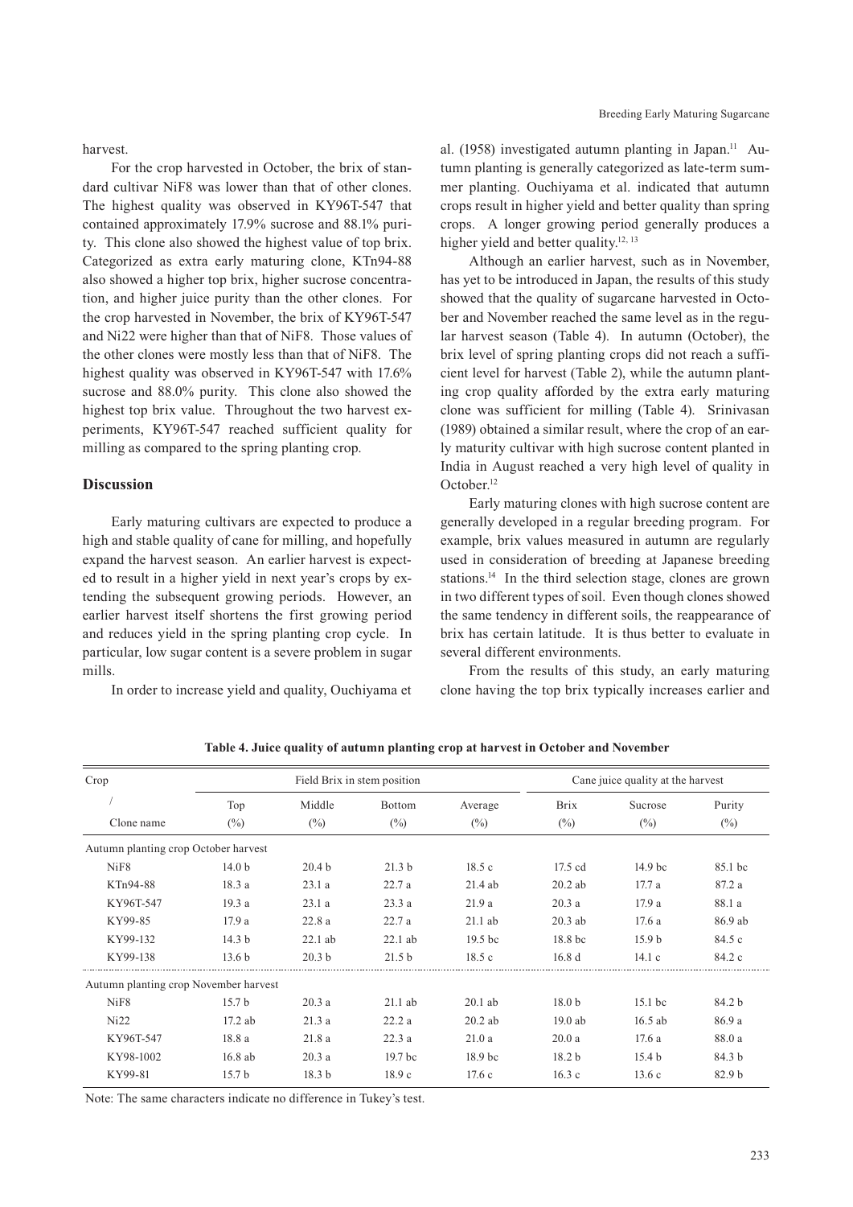harvest.

For the crop harvested in October, the brix of standard cultivar NiF8 was lower than that of other clones. The highest quality was observed in KY96T-547 that contained approximately 17.9% sucrose and 88.1% purity. This clone also showed the highest value of top brix. Categorized as extra early maturing clone, KTn94-88 also showed a higher top brix, higher sucrose concentration, and higher juice purity than the other clones. For the crop harvested in November, the brix of KY96T-547 and Ni22 were higher than that of NiF8. Those values of the other clones were mostly less than that of NiF8. The highest quality was observed in KY96T-547 with 17.6% sucrose and 88.0% purity. This clone also showed the highest top brix value. Throughout the two harvest experiments, KY96T-547 reached sufficient quality for milling as compared to the spring planting crop.

## Discussion

Early maturing cultivars are expected to produce a high and stable quality of cane for milling, and hopefully expand the harvest season. An earlier harvest is expected to result in a higher yield in next year's crops by extending the subsequent growing periods. However, an earlier harvest itself shortens the first growing period and reduces yield in the spring planting crop cycle. In particular, low sugar content is a severe problem in sugar mills.

In order to increase yield and quality, Ouchiyama et al. (1958) investigated autumn planting in Japan.[11] Autumn planting is generally categorized as late-term summer planting. Ouchiyama et al. indicated that autumn crops result in higher yield and better quality than spring crops. A longer growing period generally produces a higher yield and better quality.[12, 13]

Although an earlier harvest, such as in November, has yet to be introduced in Japan, the results of this study showed that the quality of sugarcane harvested in October and November reached the same level as in the regular harvest season (Table 4). In autumn (October), the brix level of spring planting crops did not reach a sufficient level for harvest (Table 2), while the autumn planting crop quality afforded by the extra early maturing clone was sufficient for milling (Table 4). Srinivasan (1989) obtained a similar result, where the crop of an early maturity cultivar with high sucrose content planted in India in August reached a very high level of quality in October.[12]

Early maturing clones with high sucrose content are generally developed in a regular breeding program. For example, brix values measured in autumn are regularly used in consideration of breeding at Japanese breeding stations.[14] In the third selection stage, clones are grown in two different types of soil. Even though clones showed the same tendency in different soils, the reappearance of brix has certain latitude. It is thus better to evaluate in several different environments.

From the results of this study, an early maturing clone having the top brix typically increases earlier and

**Table 4. Juice quality of autumn planting crop at harvest in October and November**

| Crop / Clone name | Field Brix in stem position | | | | Cane juice quality at the harvest | | |
|---|---|---|---|---|---|---|---|
| | Top (%) | Middle (%) | Bottom (%) | Average (%) | Brix (%) | Sucrose (%) | Purity (%) |
| Autumn planting crop October harvest | | | | | | | |
| NiF8 | 14.0 b | 20.4 b | 21.3 b | 18.5 c | 17.5 cd | 14.9 bc | 85.1 bc |
| KTn94-88 | 18.3 a | 23.1 a | 22.7 a | 21.4 ab | 20.2 ab | 17.7 a | 87.2 a |
| KY96T-547 | 19.3 a | 23.1 a | 23.3 a | 21.9 a | 20.3 a | 17.9 a | 88.1 a |
| KY99-85 | 17.9 a | 22.8 a | 22.7 a | 21.1 ab | 20.3 ab | 17.6 a | 86.9 ab |
| KY99-132 | 14.3 b | 22.1 ab | 22.1 ab | 19.5 bc | 18.8 bc | 15.9 b | 84.5 c |
| KY99-138 | 13.6 b | 20.3 b | 21.5 b | 18.5 c | 16.8 d | 14.1 c | 84.2 c |
| Autumn planting crop November harvest | | | | | | | |
| NiF8 | 15.7 b | 20.3 a | 21.1 ab | 20.1 ab | 18.0 b | 15.1 bc | 84.2 b |
| Ni22 | 17.2 ab | 21.3 a | 22.2 a | 20.2 ab | 19.0 ab | 16.5 ab | 86.9 a |
| KY96T-547 | 18.8 a | 21.8 a | 22.3 a | 21.0 a | 20.0 a | 17.6 a | 88.0 a |
| KY98-1002 | 16.8 ab | 20.3 a | 19.7 bc | 18.9 bc | 18.2 b | 15.4 b | 84.3 b |
| KY99-81 | 15.7 b | 18.3 b | 18.9 c | 17.6 c | 16.3 c | 13.6 c | 82.9 b |

Note: The same characters indicate no difference in Tukey's test.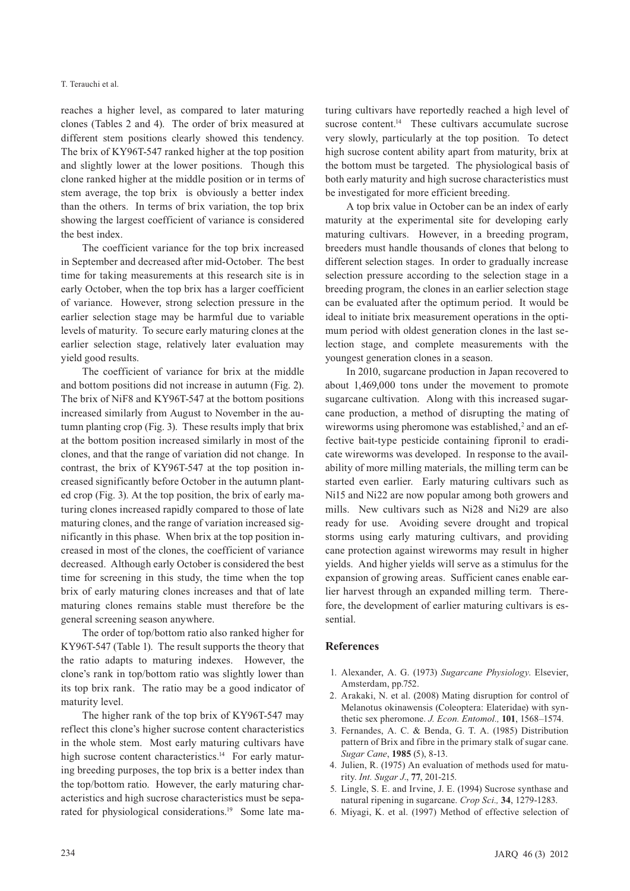reaches a higher level, as compared to later maturing clones (Tables 2 and 4). The order of brix measured at different stem positions clearly showed this tendency. The brix of KY96T-547 ranked higher at the top position and slightly lower at the lower positions. Though this clone ranked higher at the middle position or in terms of stem average, the top brix is obviously a better index than the others. In terms of brix variation, the top brix showing the largest coefficient of variance is considered the best index.

The coefficient variance for the top brix increased in September and decreased after mid-October. The best time for taking measurements at this research site is in early October, when the top brix has a larger coefficient of variance. However, strong selection pressure in the earlier selection stage may be harmful due to variable levels of maturity. To secure early maturing clones at the earlier selection stage, relatively later evaluation may yield good results.

The coefficient of variance for brix at the middle and bottom positions did not increase in autumn (Fig. 2). The brix of NiF8 and KY96T-547 at the bottom positions increased similarly from August to November in the autumn planting crop (Fig. 3). These results imply that brix at the bottom position increased similarly in most of the clones, and that the range of variation did not change. In contrast, the brix of KY96T-547 at the top position increased significantly before October in the autumn planted crop (Fig. 3). At the top position, the brix of early maturing clones increased rapidly compared to those of late maturing clones, and the range of variation increased significantly in this phase. When brix at the top position increased in most of the clones, the coefficient of variance decreased. Although early October is considered the best time for screening in this study, the time when the top brix of early maturing clones increases and that of late maturing clones remains stable must therefore be the general screening season anywhere.

The order of top/bottom ratio also ranked higher for KY96T-547 (Table 1). The result supports the theory that the ratio adapts to maturing indexes. However, the clone's rank in top/bottom ratio was slightly lower than its top brix rank. The ratio may be a good indicator of maturity level.

The higher rank of the top brix of KY96T-547 may reflect this clone's higher sucrose content characteristics in the whole stem. Most early maturing cultivars have high sucrose content characteristics.[14] For early maturing breeding purposes, the top brix is a better index than the top/bottom ratio. However, the early maturing characteristics and high sucrose characteristics must be separated for physiological considerations.[19] Some late maturing cultivars have reportedly reached a high level of sucrose content.[14] These cultivars accumulate sucrose very slowly, particularly at the top position. To detect high sucrose content ability apart from maturity, brix at the bottom must be targeted. The physiological basis of both early maturity and high sucrose characteristics must be investigated for more efficient breeding.

A top brix value in October can be an index of early maturity at the experimental site for developing early maturing cultivars. However, in a breeding program, breeders must handle thousands of clones that belong to different selection stages. In order to gradually increase selection pressure according to the selection stage in a breeding program, the clones in an earlier selection stage can be evaluated after the optimum period. It would be ideal to initiate brix measurement operations in the optimum period with oldest generation clones in the last selection stage, and complete measurements with the youngest generation clones in a season.

In 2010, sugarcane production in Japan recovered to about 1,469,000 tons under the movement to promote sugarcane cultivation. Along with this increased sugarcane production, a method of disrupting the mating of wireworms using pheromone was established,[2] and an effective bait-type pesticide containing fipronil to eradicate wireworms was developed. In response to the availability of more milling materials, the milling term can be started even earlier. Early maturing cultivars such as Ni15 and Ni22 are now popular among both growers and mills. New cultivars such as Ni28 and Ni29 are also ready for use. Avoiding severe drought and tropical storms using early maturing cultivars, and providing cane protection against wireworms may result in higher yields. And higher yields will serve as a stimulus for the expansion of growing areas. Sufficient canes enable earlier harvest through an expanded milling term. Therefore, the development of earlier maturing cultivars is essential.

## References

1. Alexander, A. G. (1973) *Sugarcane Physiology*. Elsevier, Amsterdam, pp.752.
2. Arakaki, N. et al. (2008) Mating disruption for control of Melanotus okinawensis (Coleoptera: Elateridae) with synthetic sex pheromone. *J. Econ. Entomol.,* **101**, 1568–1574.
3. Fernandes, A. C. & Benda, G. T. A. (1985) Distribution pattern of Brix and fibre in the primary stalk of sugar cane. *Sugar Cane*, **1985** (5), 8-13.
4. Julien, R. (1975) An evaluation of methods used for maturity. *Int. Sugar J*., **77**, 201-215.
5. Lingle, S. E. and Irvine, J. E. (1994) Sucrose synthase and natural ripening in sugarcane. *Crop Sci.,* **34**, 1279-1283.
6. Miyagi, K. et al. (1997) Method of effective selection of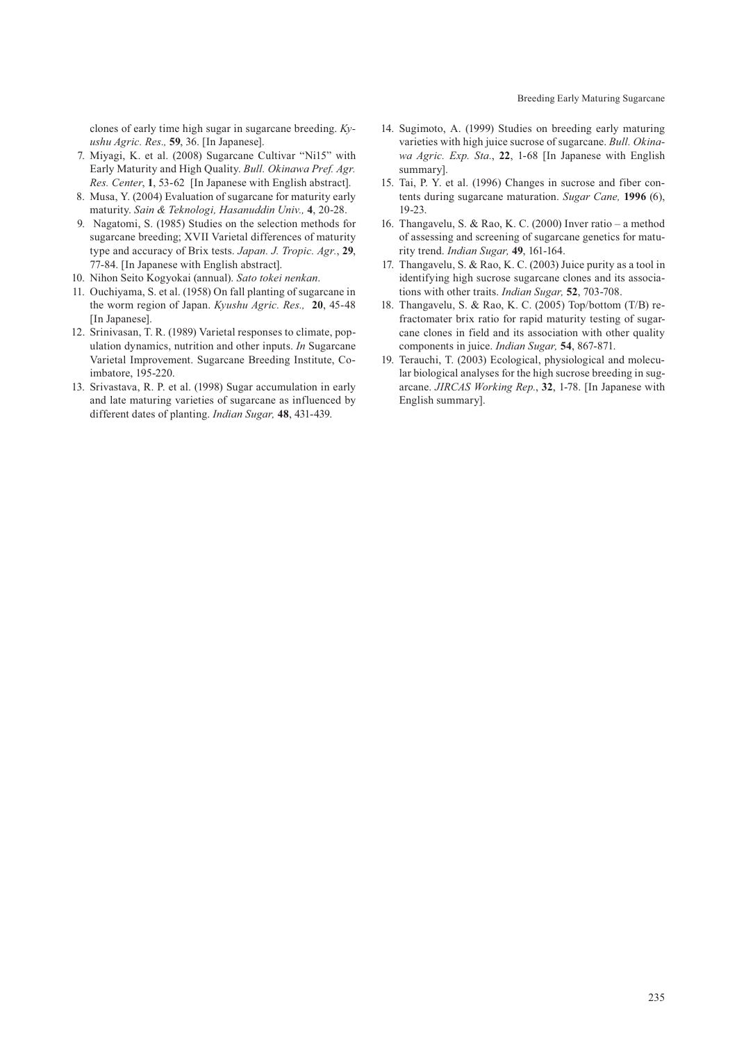clones of early time high sugar in sugarcane breeding. *Kyushu Agric. Res.,* **59**, 36. [In Japanese].

7. Miyagi, K. et al. (2008) Sugarcane Cultivar "Ni15" with Early Maturity and High Quality. *Bull. Okinawa Pref. Agr. Res. Center*, **1**, 53-62 [In Japanese with English abstract].
8. Musa, Y. (2004) Evaluation of sugarcane for maturity early maturity. *Sain & Teknologi, Hasanuddin Univ.,* **4**, 20-28.
9. Nagatomi, S. (1985) Studies on the selection methods for sugarcane breeding; XVII Varietal differences of maturity type and accuracy of Brix tests. *Japan. J. Tropic. Agr.*, **29**, 77-84. [In Japanese with English abstract].
10. Nihon Seito Kogyokai (annual). *Sato tokei nenkan*.
11. Ouchiyama, S. et al. (1958) On fall planting of sugarcane in the worm region of Japan. *Kyushu Agric. Res.,* **20**, 45-48 [In Japanese].
12. Srinivasan, T. R. (1989) Varietal responses to climate, population dynamics, nutrition and other inputs. *In* Sugarcane Varietal Improvement. Sugarcane Breeding Institute, Coimbatore, 195-220.
13. Srivastava, R. P. et al. (1998) Sugar accumulation in early and late maturing varieties of sugarcane as influenced by different dates of planting. *Indian Sugar,* **48**, 431-439.
14. Sugimoto, A. (1999) Studies on breeding early maturing varieties with high juice sucrose of sugarcane. *Bull. Okinawa Agric. Exp. Sta.*, **22**, 1-68 [In Japanese with English summary].
15. Tai, P. Y. et al. (1996) Changes in sucrose and fiber contents during sugarcane maturation. *Sugar Cane,* **1996** (6), 19-23.
16. Thangavelu, S. & Rao, K. C. (2000) Inver ratio – a method of assessing and screening of sugarcane genetics for maturity trend. *Indian Sugar,* **49**, 161-164.
17. Thangavelu, S. & Rao, K. C. (2003) Juice purity as a tool in identifying high sucrose sugarcane clones and its associations with other traits. *Indian Sugar,* **52**, 703-708.
18. Thangavelu, S. & Rao, K. C. (2005) Top/bottom (T/B) refractomater brix ratio for rapid maturity testing of sugarcane clones in field and its association with other quality components in juice. *Indian Sugar,* **54**, 867-871.
19. Terauchi, T. (2003) Ecological, physiological and molecular biological analyses for the high sucrose breeding in sugarcane. *JIRCAS Working Rep.*, **32**, 1-78. [In Japanese with English summary].